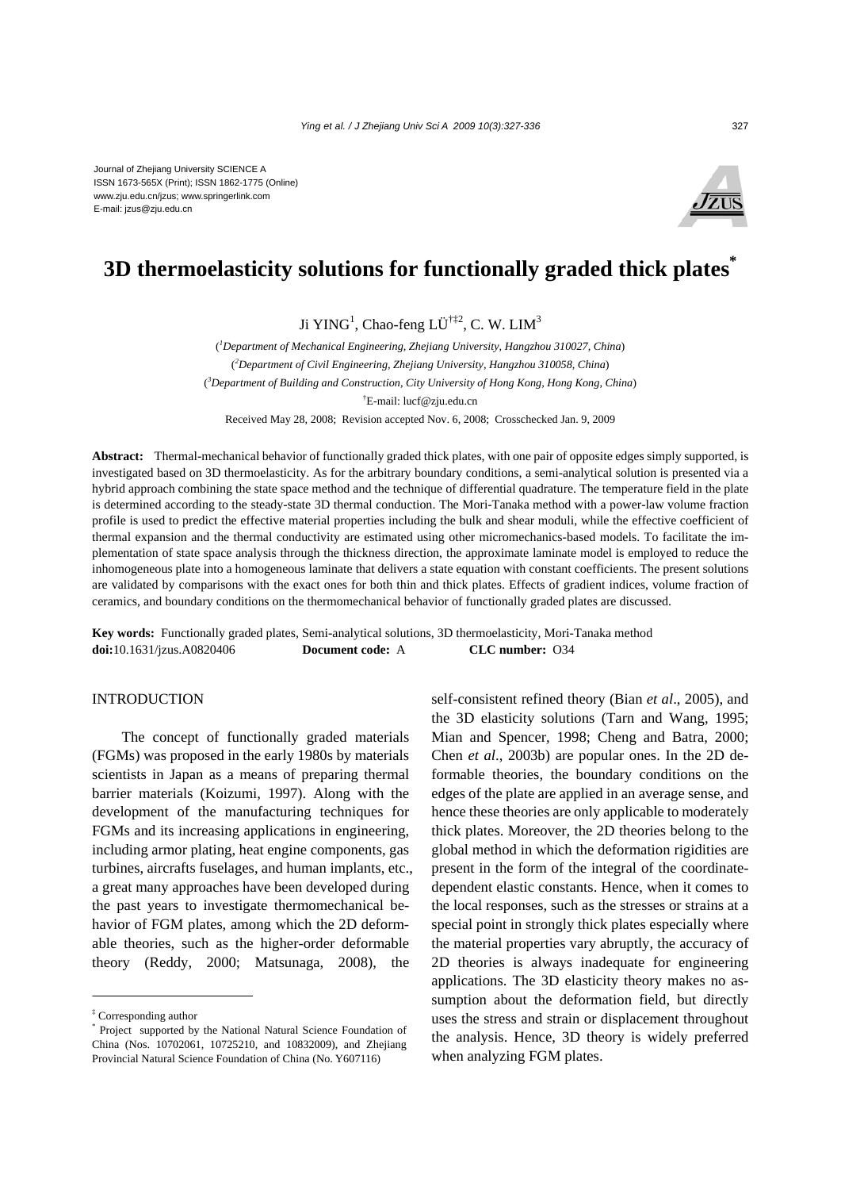Journal of Zhejiang University SCIENCE A
ISSN 1673-565X (Print); ISSN 1862-1775 (Online)
www.zju.edu.cn/jzus; www.springerlink.com
E-mail: jzus@zju.edu.cn

# 3D thermoelasticity solutions for functionally graded thick plates*

Ji YING[1], Chao-feng LÜ[†‡2], C. W. LIM[3]

([1]*Department of Mechanical Engineering, Zhejiang University, Hangzhou 310027, China*)

([2]*Department of Civil Engineering, Zhejiang University, Hangzhou 310058, China*)

([3]*Department of Building and Construction, City University of Hong Kong, Hong Kong, China*)

[†]E-mail: lucf@zju.edu.cn

Received May 28, 2008; Revision accepted Nov. 6, 2008; Crosschecked Jan. 9, 2009

**Abstract:** Thermal-mechanical behavior of functionally graded thick plates, with one pair of opposite edges simply supported, is investigated based on 3D thermoelasticity. As for the arbitrary boundary conditions, a semi-analytical solution is presented via a hybrid approach combining the state space method and the technique of differential quadrature. The temperature field in the plate is determined according to the steady-state 3D thermal conduction. The Mori-Tanaka method with a power-law volume fraction profile is used to predict the effective material properties including the bulk and shear moduli, while the effective coefficient of thermal expansion and the thermal conductivity are estimated using other micromechanics-based models. To facilitate the implementation of state space analysis through the thickness direction, the approximate laminate model is employed to reduce the inhomogeneous plate into a homogeneous laminate that delivers a state equation with constant coefficients. The present solutions are validated by comparisons with the exact ones for both thin and thick plates. Effects of gradient indices, volume fraction of ceramics, and boundary conditions on the thermomechanical behavior of functionally graded plates are discussed.

**Key words:** Functionally graded plates, Semi-analytical solutions, 3D thermoelasticity, Mori-Tanaka method
**doi:**10.1631/jzus.A0820406 **Document code:** A **CLC number:** O34

## INTRODUCTION

The concept of functionally graded materials (FGMs) was proposed in the early 1980s by materials scientists in Japan as a means of preparing thermal barrier materials (Koizumi, 1997). Along with the development of the manufacturing techniques for FGMs and its increasing applications in engineering, including armor plating, heat engine components, gas turbines, aircrafts fuselages, and human implants, etc., a great many approaches have been developed during the past years to investigate thermomechanical behavior of FGM plates, among which the 2D deformable theories, such as the higher-order deformable theory (Reddy, 2000; Matsunaga, 2008), the self-consistent refined theory (Bian *et al*., 2005), and the 3D elasticity solutions (Tarn and Wang, 1995; Mian and Spencer, 1998; Cheng and Batra, 2000; Chen *et al*., 2003b) are popular ones. In the 2D deformable theories, the boundary conditions on the edges of the plate are applied in an average sense, and hence these theories are only applicable to moderately thick plates. Moreover, the 2D theories belong to the global method in which the deformation rigidities are present in the form of the integral of the coordinate-dependent elastic constants. Hence, when it comes to the local responses, such as the stresses or strains at a special point in strongly thick plates especially where the material properties vary abruptly, the accuracy of 2D theories is always inadequate for engineering applications. The 3D elasticity theory makes no assumption about the deformation field, but directly uses the stress and strain or displacement throughout the analysis. Hence, 3D theory is widely preferred when analyzing FGM plates.

---

[‡] Corresponding author

[*] Project supported by the National Natural Science Foundation of China (Nos. 10702061, 10725210, and 10832009), and Zhejiang Provincial Natural Science Foundation of China (No. Y607116)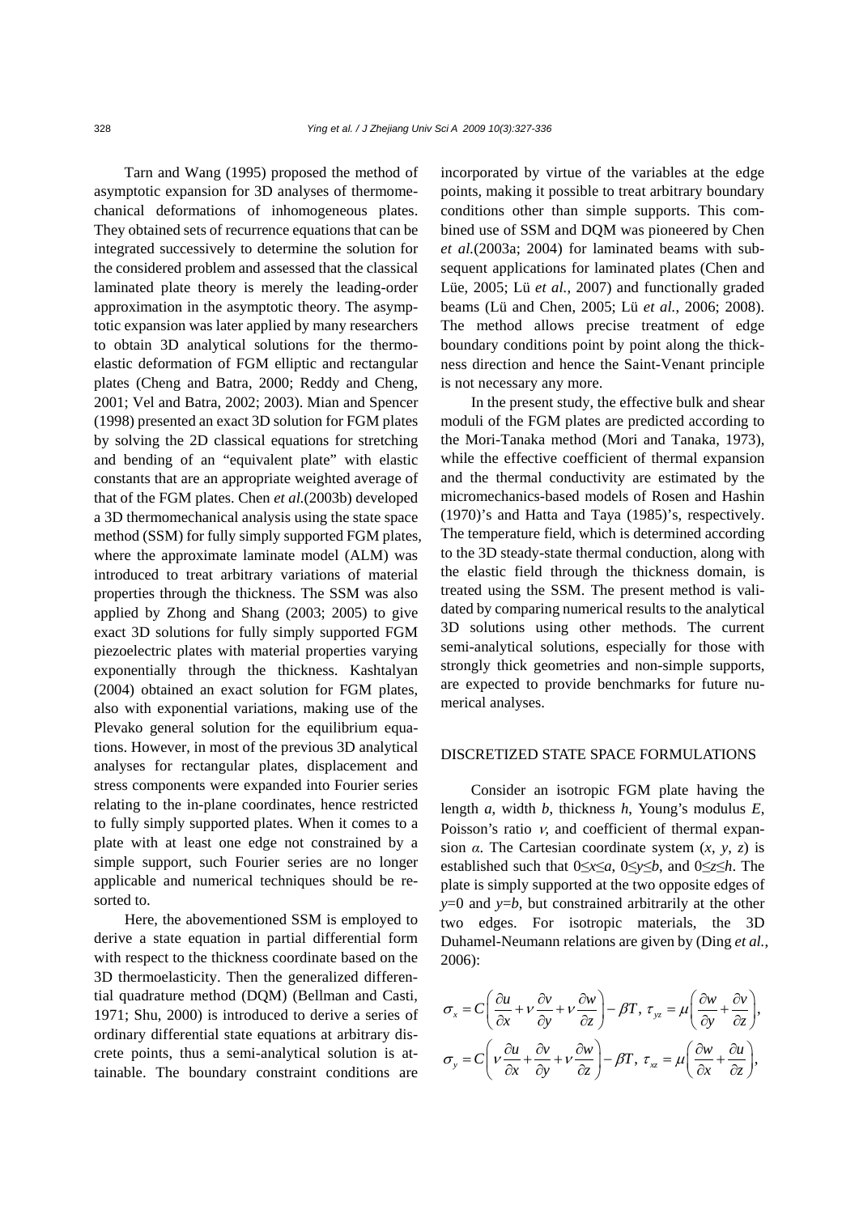Tarn and Wang (1995) proposed the method of asymptotic expansion for 3D analyses of thermomechanical deformations of inhomogeneous plates. They obtained sets of recurrence equations that can be integrated successively to determine the solution for the considered problem and assessed that the classical laminated plate theory is merely the leading-order approximation in the asymptotic theory. The asymptotic expansion was later applied by many researchers to obtain 3D analytical solutions for the thermoelastic deformation of FGM elliptic and rectangular plates (Cheng and Batra, 2000; Reddy and Cheng, 2001; Vel and Batra, 2002; 2003). Mian and Spencer (1998) presented an exact 3D solution for FGM plates by solving the 2D classical equations for stretching and bending of an "equivalent plate" with elastic constants that are an appropriate weighted average of that of the FGM plates. Chen *et al.*(2003b) developed a 3D thermomechanical analysis using the state space method (SSM) for fully simply supported FGM plates, where the approximate laminate model (ALM) was introduced to treat arbitrary variations of material properties through the thickness. The SSM was also applied by Zhong and Shang (2003; 2005) to give exact 3D solutions for fully simply supported FGM piezoelectric plates with material properties varying exponentially through the thickness. Kashtalyan (2004) obtained an exact solution for FGM plates, also with exponential variations, making use of the Plevako general solution for the equilibrium equations. However, in most of the previous 3D analytical analyses for rectangular plates, displacement and stress components were expanded into Fourier series relating to the in-plane coordinates, hence restricted to fully simply supported plates. When it comes to a plate with at least one edge not constrained by a simple support, such Fourier series are no longer applicable and numerical techniques should be resorted to.

Here, the abovementioned SSM is employed to derive a state equation in partial differential form with respect to the thickness coordinate based on the 3D thermoelasticity. Then the generalized differential quadrature method (DQM) (Bellman and Casti, 1971; Shu, 2000) is introduced to derive a series of ordinary differential state equations at arbitrary discrete points, thus a semi-analytical solution is attainable. The boundary constraint conditions are incorporated by virtue of the variables at the edge points, making it possible to treat arbitrary boundary conditions other than simple supports. This combined use of SSM and DQM was pioneered by Chen *et al.*(2003a; 2004) for laminated beams with subsequent applications for laminated plates (Chen and Lüe, 2005; Lü *et al.*, 2007) and functionally graded beams (Lü and Chen, 2005; Lü *et al.*, 2006; 2008). The method allows precise treatment of edge boundary conditions point by point along the thickness direction and hence the Saint-Venant principle is not necessary any more.

In the present study, the effective bulk and shear moduli of the FGM plates are predicted according to the Mori-Tanaka method (Mori and Tanaka, 1973), while the effective coefficient of thermal expansion and the thermal conductivity are estimated by the micromechanics-based models of Rosen and Hashin (1970)'s and Hatta and Taya (1985)'s, respectively. The temperature field, which is determined according to the 3D steady-state thermal conduction, along with the elastic field through the thickness domain, is treated using the SSM. The present method is validated by comparing numerical results to the analytical 3D solutions using other methods. The current semi-analytical solutions, especially for those with strongly thick geometries and non-simple supports, are expected to provide benchmarks for future numerical analyses.

## DISCRETIZED STATE SPACE FORMULATIONS

Consider an isotropic FGM plate having the length $a$, width $b$, thickness $h$, Young's modulus $E$, Poisson's ratio $\nu$, and coefficient of thermal expansion $\alpha$. The Cartesian coordinate system $(x, y, z)$ is established such that $0\leq x\leq a$, $0\leq y\leq b$, and $0\leq z\leq h$. The plate is simply supported at the two opposite edges of $y$=0 and $y$=$b$, but constrained arbitrarily at the other two edges. For isotropic materials, the 3D Duhamel-Neumann relations are given by (Ding *et al.*, 2006):

$$\sigma_x = C\left(\frac{\partial u}{\partial x}+\nu\frac{\partial v}{\partial y}+\nu\frac{\partial w}{\partial z}\right)-\beta T,\ \tau_{yz}=\mu\left(\frac{\partial w}{\partial y}+\frac{\partial v}{\partial z}\right),$$

$$\sigma_y = C\left(\nu\frac{\partial u}{\partial x}+\frac{\partial v}{\partial y}+\nu\frac{\partial w}{\partial z}\right)-\beta T,\ \tau_{xz}=\mu\left(\frac{\partial w}{\partial x}+\frac{\partial u}{\partial z}\right),$$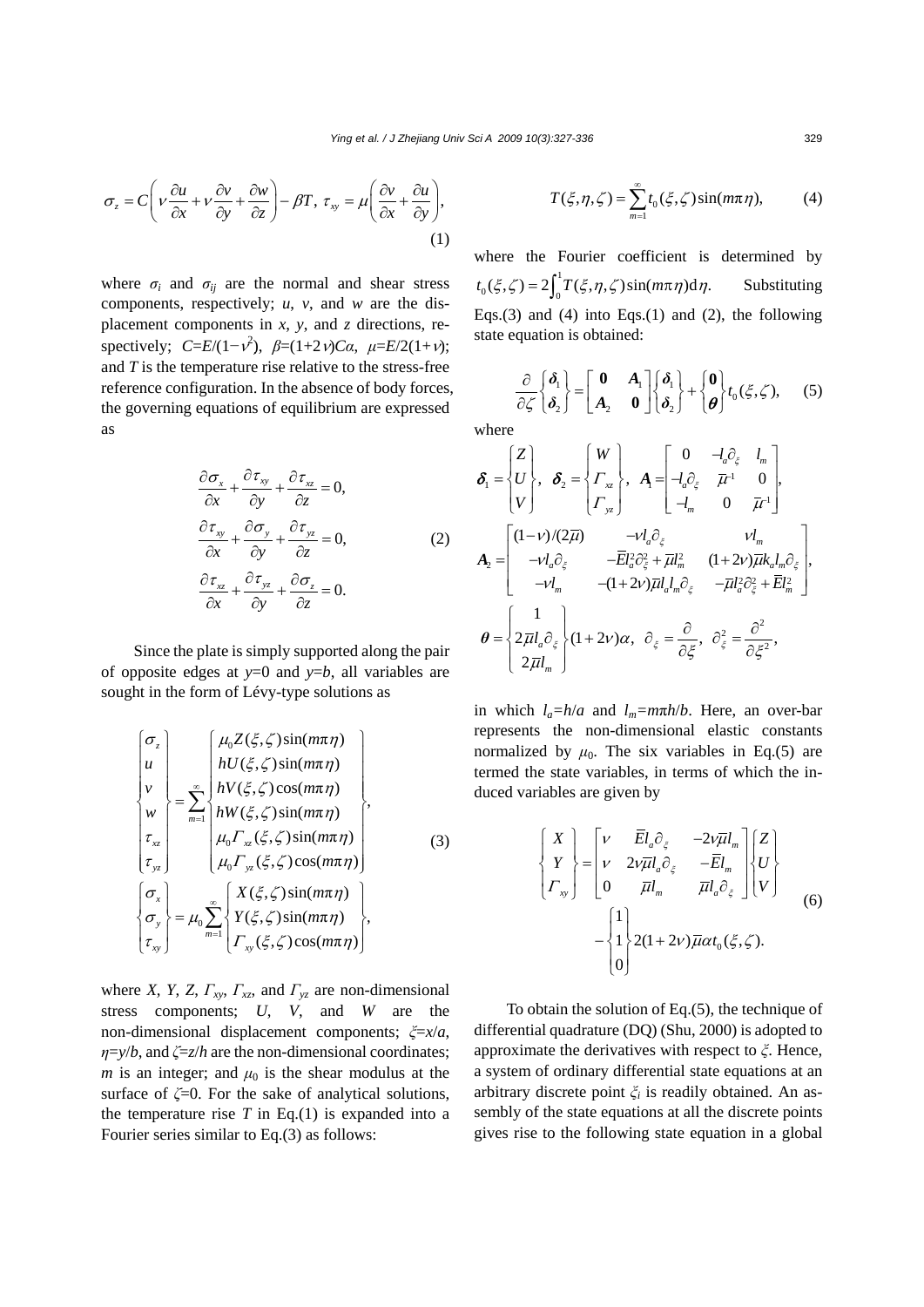$$\sigma_z = C\left(\nu\frac{\partial u}{\partial x} + \nu\frac{\partial v}{\partial y} + \frac{\partial w}{\partial z}\right) - \beta T,\ \tau_{xy} = \mu\left(\frac{\partial v}{\partial x} + \frac{\partial u}{\partial y}\right), \tag{1}$$

where $\sigma_i$ and $\sigma_{ij}$ are the normal and shear stress components, respectively; $u$, $v$, and $w$ are the displacement components in $x$, $y$, and $z$ directions, respectively; $C=E/(1-\nu^2)$, $\beta=(1+2\nu)C\alpha$, $\mu=E/2(1+\nu)$; and $T$ is the temperature rise relative to the stress-free reference configuration. In the absence of body forces, the governing equations of equilibrium are expressed as

$$\begin{aligned}
&\frac{\partial \sigma_x}{\partial x} + \frac{\partial \tau_{xy}}{\partial y} + \frac{\partial \tau_{xz}}{\partial z} = 0,\\
&\frac{\partial \tau_{xy}}{\partial x} + \frac{\partial \sigma_y}{\partial y} + \frac{\partial \tau_{yz}}{\partial z} = 0,\\
&\frac{\partial \tau_{xz}}{\partial x} + \frac{\partial \tau_{yz}}{\partial y} + \frac{\partial \sigma_z}{\partial z} = 0.
\end{aligned} \tag{2}$$

Since the plate is simply supported along the pair of opposite edges at $y=0$ and $y=b$, all variables are sought in the form of Lévy-type solutions as

$$\begin{Bmatrix} \sigma_z \\ u \\ v \\ w \\ \tau_{xz} \\ \tau_{yz} \end{Bmatrix} = \sum_{m=1}^{\infty} \begin{Bmatrix} \mu_0 Z(\xi,\zeta)\sin(m\pi\eta) \\ hU(\xi,\zeta)\sin(m\pi\eta) \\ hV(\xi,\zeta)\cos(m\pi\eta) \\ hW(\xi,\zeta)\sin(m\pi\eta) \\ \mu_0 \Gamma_{xz}(\xi,\zeta)\sin(m\pi\eta) \\ \mu_0 \Gamma_{yz}(\xi,\zeta)\cos(m\pi\eta) \end{Bmatrix},$$
$$\begin{Bmatrix} \sigma_x \\ \sigma_y \\ \tau_{xy} \end{Bmatrix} = \mu_0 \sum_{m=1}^{\infty} \begin{Bmatrix} X(\xi,\zeta)\sin(m\pi\eta) \\ Y(\xi,\zeta)\sin(m\pi\eta) \\ \Gamma_{xy}(\xi,\zeta)\cos(m\pi\eta) \end{Bmatrix}, \tag{3}$$

where $X$, $Y$, $Z$, $\Gamma_{xy}$, $\Gamma_{xz}$, and $\Gamma_{yz}$ are non-dimensional stress components; $U$, $V$, and $W$ are the non-dimensional displacement components; $\xi=x/a$, $\eta=y/b$, and $\zeta=z/h$ are the non-dimensional coordinates; $m$ is an integer; and $\mu_0$ is the shear modulus at the surface of $\zeta=0$. For the sake of analytical solutions, the temperature rise $T$ in Eq.(1) is expanded into a Fourier series similar to Eq.(3) as follows:

$$T(\xi,\eta,\zeta) = \sum_{m=1}^{\infty} t_0(\xi,\zeta)\sin(m\pi\eta), \tag{4}$$

where the Fourier coefficient is determined by $t_0(\xi,\zeta) = 2\int_0^1 T(\xi,\eta,\zeta)\sin(m\pi\eta)\mathrm{d}\eta$. Substituting Eqs.(3) and (4) into Eqs.(1) and (2), the following state equation is obtained:

$$\frac{\partial}{\partial \zeta}\begin{Bmatrix} \boldsymbol{\delta}_1 \\ \boldsymbol{\delta}_2 \end{Bmatrix} = \begin{bmatrix} \mathbf{0} & \boldsymbol{A}_1 \\ \boldsymbol{A}_2 & \mathbf{0} \end{bmatrix}\begin{Bmatrix} \boldsymbol{\delta}_1 \\ \boldsymbol{\delta}_2 \end{Bmatrix} + \begin{Bmatrix} \mathbf{0} \\ \boldsymbol{\theta} \end{Bmatrix} t_0(\xi,\zeta), \tag{5}$$

where

$$\boldsymbol{\delta}_1 = \begin{Bmatrix} Z \\ U \\ V \end{Bmatrix},\ \boldsymbol{\delta}_2 = \begin{Bmatrix} W \\ \Gamma_{xz} \\ \Gamma_{yz} \end{Bmatrix},\ \boldsymbol{A}_1 = \begin{bmatrix} 0 & -l_a\partial_\xi & l_m \\ -l_a\partial_\xi & \bar{\mu}^{-1} & 0 \\ -l_m & 0 & \bar{\mu}^{-1} \end{bmatrix},$$

$$\boldsymbol{A}_2 = \begin{bmatrix} (1-\nu)/(2\bar{\mu}) & -\nu l_a\partial_\xi & \nu l_m \\ -\nu l_a\partial_\xi & -\bar{E}l_a^2\partial_\xi^2 + \bar{\mu}l_m^2 & (1+2\nu)\bar{\mu}k_a l_m\partial_\xi \\ -\nu l_m & -(1+2\nu)\bar{\mu}l_a l_m\partial_\xi & -\bar{\mu}l_a^2\partial_\xi^2 + \bar{E}l_m^2 \end{bmatrix},$$

$$\boldsymbol{\theta} = \begin{Bmatrix} 1 \\ 2\bar{\mu}l_a\partial_\xi \\ 2\bar{\mu}l_m \end{Bmatrix}(1+2\nu)\alpha,\ \partial_\xi = \frac{\partial}{\partial \xi},\ \partial_\xi^2 = \frac{\partial^2}{\partial \xi^2},$$

in which $l_a=h/a$ and $l_m=m\pi h/b$. Here, an over-bar represents the non-dimensional elastic constants normalized by $\mu_0$. The six variables in Eq.(5) are termed the state variables, in terms of which the induced variables are given by

$$\begin{Bmatrix} X \\ Y \\ \Gamma_{xy} \end{Bmatrix} = \begin{bmatrix} \nu & \bar{E}l_a\partial_\xi & -2\nu\bar{\mu}l_m \\ \nu & 2\nu\bar{\mu}l_a\partial_\xi & -\bar{E}l_m \\ 0 & \bar{\mu}l_m & \bar{\mu}l_a\partial_\xi \end{bmatrix}\begin{Bmatrix} Z \\ U \\ V \end{Bmatrix} - \begin{Bmatrix} 1 \\ 1 \\ 0 \end{Bmatrix} 2(1+2\nu)\bar{\mu}\alpha t_0(\xi,\zeta). \tag{6}$$

To obtain the solution of Eq.(5), the technique of differential quadrature (DQ) (Shu, 2000) is adopted to approximate the derivatives with respect to $\xi$. Hence, a system of ordinary differential state equations at an arbitrary discrete point $\xi_i$ is readily obtained. An assembly of the state equations at all the discrete points gives rise to the following state equation in a global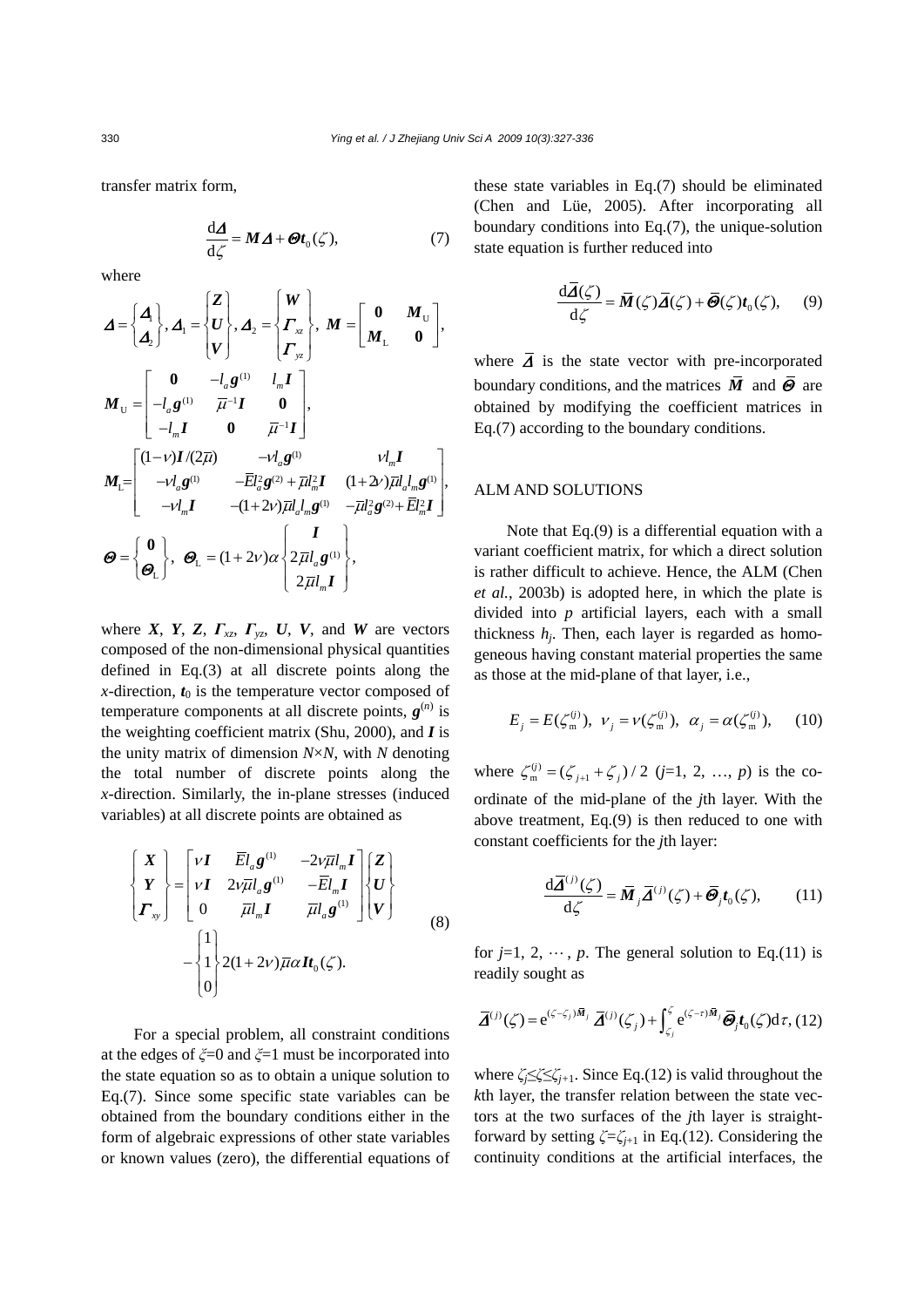transfer matrix form,

$$\frac{\mathrm{d}\boldsymbol{\Delta}}{\mathrm{d}\zeta} = \boldsymbol{M}\boldsymbol{\Delta} + \boldsymbol{\Theta}\boldsymbol{t}_0(\zeta), \tag{7}$$

where

$$\boldsymbol{\Delta} = \begin{Bmatrix} \boldsymbol{\Delta}_1 \\ \boldsymbol{\Delta}_2 \end{Bmatrix},\ \boldsymbol{\Delta}_1 = \begin{Bmatrix} \boldsymbol{Z} \\ \boldsymbol{U} \\ \boldsymbol{V} \end{Bmatrix},\ \boldsymbol{\Delta}_2 = \begin{Bmatrix} \boldsymbol{W} \\ \boldsymbol{\Gamma}_{xz} \\ \boldsymbol{\Gamma}_{yz} \end{Bmatrix},\ \boldsymbol{M} = \begin{bmatrix} \boldsymbol{0} & \boldsymbol{M}_{\mathrm{U}} \\ \boldsymbol{M}_{\mathrm{L}} & \boldsymbol{0} \end{bmatrix},$$

$$\boldsymbol{M}_{\mathrm{U}} = \begin{bmatrix} \boldsymbol{0} & -l_a \boldsymbol{g}^{(1)} & l_m \boldsymbol{I} \\ -l_a \boldsymbol{g}^{(1)} & \bar{\mu}^{-1}\boldsymbol{I} & \boldsymbol{0} \\ -l_m \boldsymbol{I} & \boldsymbol{0} & \bar{\mu}^{-1}\boldsymbol{I} \end{bmatrix},$$

$$\boldsymbol{M}_{\mathrm{L}} = \begin{bmatrix} (1-\nu)\boldsymbol{I}/(2\bar{\mu}) & -\nu l_a \boldsymbol{g}^{(1)} & \nu l_m \boldsymbol{I} \\ -\nu l_a \boldsymbol{g}^{(1)} & -\bar{E} l_a^2 \boldsymbol{g}^{(2)} + \bar{\mu} l_m^2 \boldsymbol{I} & (1+2\nu)\bar{\mu} l_a l_m \boldsymbol{g}^{(1)} \\ -\nu l_m \boldsymbol{I} & -(1+2\nu)\bar{\mu} l_a l_m \boldsymbol{g}^{(1)} & -\bar{\mu} l_a^2 \boldsymbol{g}^{(2)} + \bar{E} l_m^2 \boldsymbol{I} \end{bmatrix},$$

$$\boldsymbol{\Theta} = \begin{Bmatrix} \boldsymbol{0} \\ \boldsymbol{\Theta}_{\mathrm{L}} \end{Bmatrix},\ \boldsymbol{\Theta}_{\mathrm{L}} = (1+2\nu)\alpha \begin{Bmatrix} \boldsymbol{I} \\ 2\bar{\mu} l_a \boldsymbol{g}^{(1)} \\ 2\bar{\mu} l_m \boldsymbol{I} \end{Bmatrix},$$

where $\boldsymbol{X}$, $\boldsymbol{Y}$, $\boldsymbol{Z}$, $\boldsymbol{\Gamma}_{xz}$, $\boldsymbol{\Gamma}_{yz}$, $\boldsymbol{U}$, $\boldsymbol{V}$, and $\boldsymbol{W}$ are vectors composed of the non-dimensional physical quantities defined in Eq.(3) at all discrete points along the $x$-direction, $\boldsymbol{t}_0$ is the temperature vector composed of temperature components at all discrete points, $\boldsymbol{g}^{(n)}$ is the weighting coefficient matrix (Shu, 2000), and $\boldsymbol{I}$ is the unity matrix of dimension $N\times N$, with $N$ denoting the total number of discrete points along the $x$-direction. Similarly, the in-plane stresses (induced variables) at all discrete points are obtained as

$$\begin{Bmatrix} \boldsymbol{X} \\ \boldsymbol{Y} \\ \boldsymbol{\Gamma}_{xy} \end{Bmatrix} = \begin{bmatrix} \nu \boldsymbol{I} & \bar{E} l_a \boldsymbol{g}^{(1)} & -2\nu\bar{\mu} l_m \boldsymbol{I} \\ \nu \boldsymbol{I} & 2\nu\bar{\mu} l_a \boldsymbol{g}^{(1)} & -\bar{E} l_m \boldsymbol{I} \\ 0 & \bar{\mu} l_m \boldsymbol{I} & \bar{\mu} l_a \boldsymbol{g}^{(1)} \end{bmatrix} \begin{Bmatrix} \boldsymbol{Z} \\ \boldsymbol{U} \\ \boldsymbol{V} \end{Bmatrix} - \begin{Bmatrix} 1 \\ 1 \\ 0 \end{Bmatrix} 2(1+2\nu)\bar{\mu}\alpha \boldsymbol{I} \boldsymbol{t}_0(\zeta). \tag{8}$$

For a special problem, all constraint conditions at the edges of $\xi$=0 and $\xi$=1 must be incorporated into the state equation so as to obtain a unique solution to Eq.(7). Since some specific state variables can be obtained from the boundary conditions either in the form of algebraic expressions of other state variables or known values (zero), the differential equations of these state variables in Eq.(7) should be eliminated (Chen and Lüe, 2005). After incorporating all boundary conditions into Eq.(7), the unique-solution state equation is further reduced into

$$\frac{\mathrm{d}\bar{\boldsymbol{\Delta}}(\zeta)}{\mathrm{d}\zeta} = \bar{\boldsymbol{M}}(\zeta)\bar{\boldsymbol{\Delta}}(\zeta) + \bar{\boldsymbol{\Theta}}(\zeta)\boldsymbol{t}_0(\zeta), \tag{9}$$

where $\bar{\boldsymbol{\Delta}}$ is the state vector with pre-incorporated boundary conditions, and the matrices $\bar{\boldsymbol{M}}$ and $\bar{\boldsymbol{\Theta}}$ are obtained by modifying the coefficient matrices in Eq.(7) according to the boundary conditions.

## ALM AND SOLUTIONS

Note that Eq.(9) is a differential equation with a variant coefficient matrix, for which a direct solution is rather difficult to achieve. Hence, the ALM (Chen *et al.*, 2003b) is adopted here, in which the plate is divided into $p$ artificial layers, each with a small thickness $h_j$. Then, each layer is regarded as homogeneous having constant material properties the same as those at the mid-plane of that layer, i.e.,

$$E_j = E(\zeta_{\mathrm{m}}^{(j)}),\ \ \nu_j = \nu(\zeta_{\mathrm{m}}^{(j)}),\ \ \alpha_j = \alpha(\zeta_{\mathrm{m}}^{(j)}), \tag{10}$$

where $\zeta_{\mathrm{m}}^{(j)} = (\zeta_{j+1} + \zeta_j)/2$ ($j$=1, 2, …, $p$) is the coordinate of the mid-plane of the $j$th layer. With the above treatment, Eq.(9) is then reduced to one with constant coefficients for the $j$th layer:

$$\frac{\mathrm{d}\bar{\boldsymbol{\Delta}}^{(j)}(\zeta)}{\mathrm{d}\zeta} = \bar{\boldsymbol{M}}_j \bar{\boldsymbol{\Delta}}^{(j)}(\zeta) + \bar{\boldsymbol{\Theta}}_j \boldsymbol{t}_0(\zeta), \tag{11}$$

for $j$=1, 2, ⋯, $p$. The general solution to Eq.(11) is readily sought as

$$\bar{\boldsymbol{\Delta}}^{(j)}(\zeta) = \mathrm{e}^{(\zeta-\zeta_j)\bar{\boldsymbol{M}}_j}\,\bar{\boldsymbol{\Delta}}^{(j)}(\zeta_j) + \int_{\zeta_j}^{\zeta} \mathrm{e}^{(\zeta-\tau)\bar{\boldsymbol{M}}_j}\bar{\boldsymbol{\Theta}}_j \boldsymbol{t}_0(\zeta)\mathrm{d}\tau, \tag{12}$$

where $\zeta_j \le \zeta \le \zeta_{j+1}$. Since Eq.(12) is valid throughout the $k$th layer, the transfer relation between the state vectors at the two surfaces of the $j$th layer is straightforward by setting $\zeta=\zeta_{j+1}$ in Eq.(12). Considering the continuity conditions at the artificial interfaces, the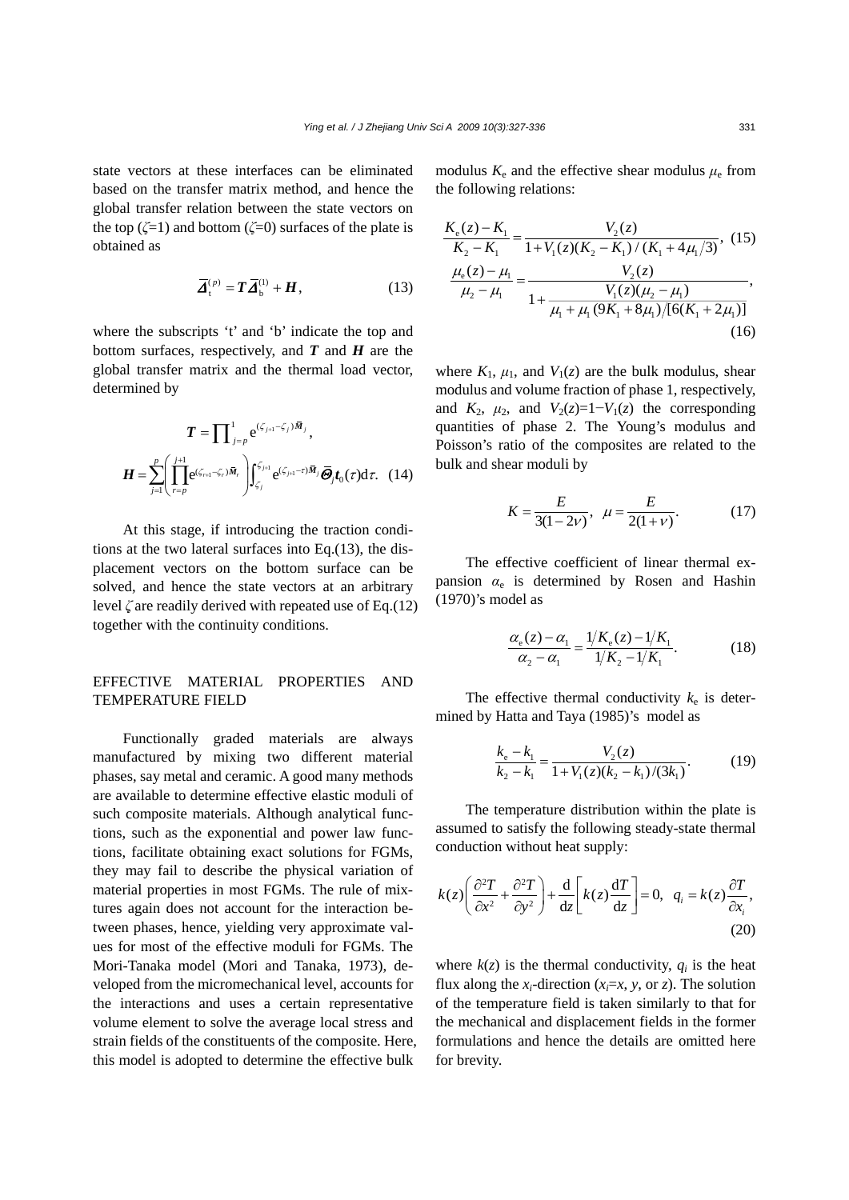state vectors at these interfaces can be eliminated based on the transfer matrix method, and hence the global transfer relation between the state vectors on the top ($\zeta$=1) and bottom ($\zeta$=0) surfaces of the plate is obtained as

$$\bar{\boldsymbol{\Delta}}_{\rm t}^{(p)} = \boldsymbol{T}\bar{\boldsymbol{\Delta}}_{\rm b}^{(1)} + \boldsymbol{H}, \tag{13}$$

where the subscripts 't' and 'b' indicate the top and bottom surfaces, respectively, and $\boldsymbol{T}$ and $\boldsymbol{H}$ are the global transfer matrix and the thermal load vector, determined by

$$\boldsymbol{T} = \prod\nolimits_{j=p}^{1} \mathrm{e}^{(\zeta_{j+1}-\zeta_j)\bar{\boldsymbol{M}}_j},$$

$$\boldsymbol{H} = \sum_{j=1}^{p}\left(\prod_{r=p}^{j+1}\mathrm{e}^{(\zeta_{r+1}-\zeta_r)\bar{\boldsymbol{M}}_r}\right)\int_{\zeta_j}^{\zeta_{j+1}}\mathrm{e}^{(\zeta_{j+1}-\tau)\bar{\boldsymbol{M}}_j}\bar{\boldsymbol{\Theta}}_j\boldsymbol{t}_0(\tau)\mathrm{d}\tau. \tag{14}$$

At this stage, if introducing the traction conditions at the two lateral surfaces into Eq.(13), the displacement vectors on the bottom surface can be solved, and hence the state vectors at an arbitrary level $\zeta$ are readily derived with repeated use of Eq.(12) together with the continuity conditions.

## EFFECTIVE MATERIAL PROPERTIES AND TEMPERATURE FIELD

Functionally graded materials are always manufactured by mixing two different material phases, say metal and ceramic. A good many methods are available to determine effective elastic moduli of such composite materials. Although analytical functions, such as the exponential and power law functions, facilitate obtaining exact solutions for FGMs, they may fail to describe the physical variation of material properties in most FGMs. The rule of mixtures again does not account for the interaction between phases, hence, yielding very approximate values for most of the effective moduli for FGMs. The Mori-Tanaka model (Mori and Tanaka, 1973), developed from the micromechanical level, accounts for the interactions and uses a certain representative volume element to solve the average local stress and strain fields of the constituents of the composite. Here, this model is adopted to determine the effective bulk modulus $K_{\rm e}$ and the effective shear modulus $\mu_{\rm e}$ from the following relations:

$$\frac{K_{\rm e}(z)-K_1}{K_2-K_1} = \frac{V_2(z)}{1+V_1(z)(K_2-K_1)/(K_1+4\mu_1/3)}, \tag{15}$$

$$\frac{\mu_{\rm e}(z)-\mu_1}{\mu_2-\mu_1} = \frac{V_2(z)}{1+\dfrac{V_1(z)(\mu_2-\mu_1)}{\mu_1+\mu_1(9K_1+8\mu_1)/[6(K_1+2\mu_1)]}}, \tag{16}$$

where $K_1$, $\mu_1$, and $V_1(z)$ are the bulk modulus, shear modulus and volume fraction of phase 1, respectively, and $K_2$, $\mu_2$, and $V_2(z)=1-V_1(z)$ the corresponding quantities of phase 2. The Young's modulus and Poisson's ratio of the composites are related to the bulk and shear moduli by

$$K = \frac{E}{3(1-2\nu)}, \quad \mu = \frac{E}{2(1+\nu)}. \tag{17}$$

The effective coefficient of linear thermal expansion $\alpha_{\rm e}$ is determined by Rosen and Hashin (1970)'s model as

$$\frac{\alpha_{\rm e}(z)-\alpha_1}{\alpha_2-\alpha_1} = \frac{1/K_{\rm e}(z)-1/K_1}{1/K_2-1/K_1}. \tag{18}$$

The effective thermal conductivity $k_{\rm e}$ is determined by Hatta and Taya (1985)'s model as

$$\frac{k_{\rm e}-k_1}{k_2-k_1} = \frac{V_2(z)}{1+V_1(z)(k_2-k_1)/(3k_1)}. \tag{19}$$

The temperature distribution within the plate is assumed to satisfy the following steady-state thermal conduction without heat supply:

$$k(z)\left(\frac{\partial^2 T}{\partial x^2}+\frac{\partial^2 T}{\partial y^2}\right)+\frac{\mathrm{d}}{\mathrm{d}z}\left[k(z)\frac{\mathrm{d}T}{\mathrm{d}z}\right]=0, \quad q_i = k(z)\frac{\partial T}{\partial x_i}, \tag{20}$$

where $k(z)$ is the thermal conductivity, $q_i$ is the heat flux along the $x_i$-direction ($x_i$=$x$, $y$, or $z$). The solution of the temperature field is taken similarly to that for the mechanical and displacement fields in the former formulations and hence the details are omitted here for brevity.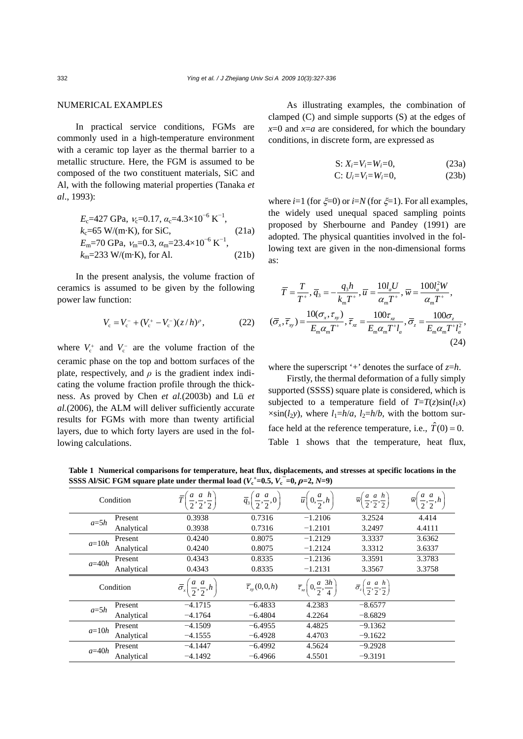## NUMERICAL EXAMPLES

In practical service conditions, FGMs are commonly used in a high-temperature environment with a ceramic top layer as the thermal barrier to a metallic structure. Here, the FGM is assumed to be composed of the two constituent materials, SiC and Al, with the following material properties (Tanaka *et al*., 1993):

$$E_c=427\ \text{GPa},\ \nu_c=0.17,\ \alpha_c=4.3\times10^{-6}\ \text{K}^{-1},\ k_c=65\ \text{W/(m·K)},\ \text{for SiC}, \tag{21a}$$

$$E_m=70\ \text{GPa},\ \nu_m=0.3,\ \alpha_m=23.4\times10^{-6}\ \text{K}^{-1},\ k_m=233\ \text{W/(m·K)},\ \text{for Al}. \tag{21b}$$

In the present analysis, the volume fraction of ceramics is assumed to be given by the following power law function:

$$V_c = V_c^- + (V_c^+ - V_c^-)(z/h)^\rho, \tag{22}$$

where $V_c^+$ and $V_c^-$ are the volume fraction of the ceramic phase on the top and bottom surfaces of the plate, respectively, and $\rho$ is the gradient index indicating the volume fraction profile through the thickness. As proved by Chen *et al.*(2003b) and Lü *et al.*(2006), the ALM will deliver sufficiently accurate results for FGMs with more than twenty artificial layers, due to which forty layers are used in the following calculations.

As illustrating examples, the combination of clamped (C) and simple supports (S) at the edges of $x$=0 and $x$=$a$ are considered, for which the boundary conditions, in discrete form, are expressed as

$$\text{S: } X_i=V_i=W_i=0, \tag{23a}$$

$$\text{C: } U_i=V_i=W_i=0, \tag{23b}$$

where $i$=1 (for $\xi$=0) or $i$=$N$ (for $\xi$=1). For all examples, the widely used unequal spaced sampling points proposed by Sherbourne and Pandey (1991) are adopted. The physical quantities involved in the following text are given in the non-dimensional forms as:

$$\bar{T}=\frac{T}{T^+},\ \bar{q}_3=-\frac{q_3 h}{k_m T^+},\ \bar{u}=\frac{10 l_a U}{\alpha_m T^+},\ \bar{w}=\frac{100 l_a^2 W}{\alpha_m T^+},$$

$$(\bar{\sigma}_x,\bar{\tau}_{xy})=\frac{10(\sigma_x,\tau_{xy})}{E_m\alpha_m T^+},\ \bar{\tau}_{xz}=\frac{100\tau_{xz}}{E_m\alpha_m T^+ l_a},\ \bar{\sigma}_z=\frac{100\sigma_z}{E_m\alpha_m T^+ l_a^2}, \tag{24}$$

where the superscript '+' denotes the surface of $z$=$h$.

Firstly, the thermal deformation of a fully simply supported (SSSS) square plate is considered, which is subjected to a temperature field of $T$=$T(z)\sin(l_1 x)\times\sin(l_2 y)$, where $l_1$=$h/a$, $l_2$=$h/b$, with the bottom surface held at the reference temperature, i.e., $\hat{T}(0)=0$. Table 1 shows that the temperature, heat flux,

**Table 1 Numerical comparisons for temperature, heat flux, displacements, and stresses at specific locations in the SSSS Al/SiC FGM square plate under thermal load ($V_c^+$=0.5, $V_c^-$=0, $\rho$=2, $N$=9)**

| Condition | | $\bar{T}\left(\frac{a}{2},\frac{a}{2},\frac{h}{2}\right)$ | $\bar{q}_3\left(\frac{a}{2},\frac{a}{2},0\right)$ | $\bar{u}\left(0,\frac{a}{2},h\right)$ | $\bar{w}\left(\frac{a}{2},\frac{a}{2},\frac{h}{2}\right)$ | $\bar{w}\left(\frac{a}{2},\frac{a}{2},h\right)$ |
|---|---|---|---|---|---|---|
| $a$=5$h$ | Present | 0.3938 | 0.7316 | −1.2106 | 3.2524 | 4.414 |
| | Analytical | 0.3938 | 0.7316 | −1.2101 | 3.2497 | 4.4111 |
| $a$=10$h$ | Present | 0.4240 | 0.8075 | −1.2129 | 3.3337 | 3.6362 |
| | Analytical | 0.4240 | 0.8075 | −1.2124 | 3.3312 | 3.6337 |
| $a$=40$h$ | Present | 0.4343 | 0.8335 | −1.2136 | 3.3591 | 3.3783 |
| | Analytical | 0.4343 | 0.8335 | −1.2131 | 3.3567 | 3.3758 |
| **Condition** | | $\bar{\sigma}_x\left(\frac{a}{2},\frac{a}{2},h\right)$ | $\bar{\tau}_{xy}(0,0,h)$ | $\bar{\tau}_{xz}\left(0,\frac{a}{2},\frac{3h}{4}\right)$ | $\bar{\sigma}_z\left(\frac{a}{2},\frac{a}{2},\frac{h}{2}\right)$ | |
| $a$=5$h$ | Present | −4.1715 | −6.4833 | 4.2383 | −8.6577 | |
| | Analytical | −4.1764 | −6.4804 | 4.2264 | −8.6829 | |
| $a$=10$h$ | Present | −4.1509 | −6.4955 | 4.4825 | −9.1362 | |
| | Analytical | −4.1555 | −6.4928 | 4.4703 | −9.1622 | |
| $a$=40$h$ | Present | −4.1447 | −6.4992 | 4.5624 | −9.2928 | |
| | Analytical | −4.1492 | −6.4966 | 4.5501 | −9.3191 | |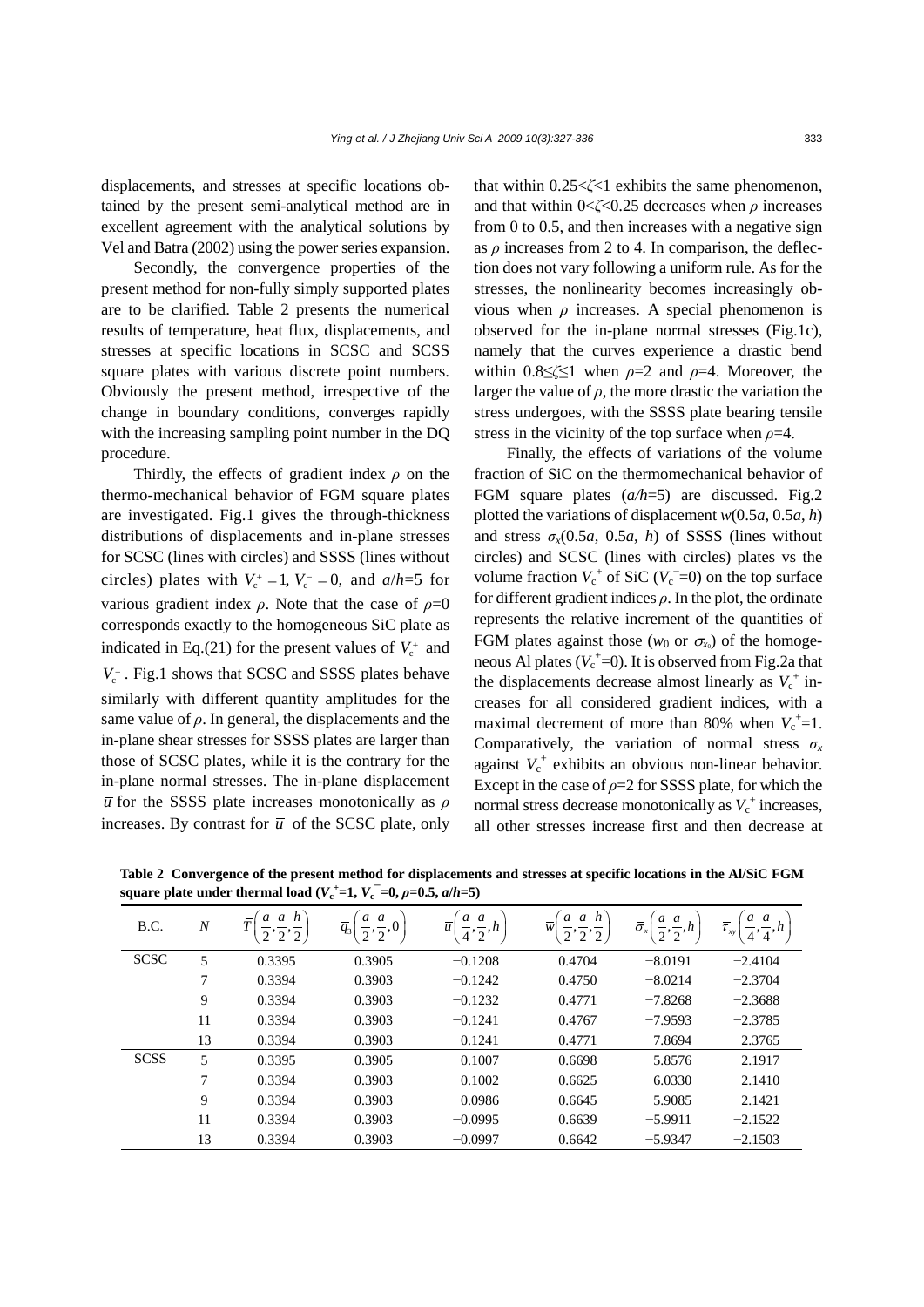displacements, and stresses at specific locations obtained by the present semi-analytical method are in excellent agreement with the analytical solutions by Vel and Batra (2002) using the power series expansion.

Secondly, the convergence properties of the present method for non-fully simply supported plates are to be clarified. Table 2 presents the numerical results of temperature, heat flux, displacements, and stresses at specific locations in SCSC and SCSS square plates with various discrete point numbers. Obviously the present method, irrespective of the change in boundary conditions, converges rapidly with the increasing sampling point number in the DQ procedure.

Thirdly, the effects of gradient index $\rho$ on the thermo-mechanical behavior of FGM square plates are investigated. Fig.1 gives the through-thickness distributions of displacements and in-plane stresses for SCSC (lines with circles) and SSSS (lines without circles) plates with $V_c^+=1$, $V_c^-=0$, and $a/h$=5 for various gradient index $\rho$. Note that the case of $\rho$=0 corresponds exactly to the homogeneous SiC plate as indicated in Eq.(21) for the present values of $V_c^+$ and $V_c^-$. Fig.1 shows that SCSC and SSSS plates behave similarly with different quantity amplitudes for the same value of $\rho$. In general, the displacements and the in-plane shear stresses for SSSS plates are larger than those of SCSC plates, while it is the contrary for the in-plane normal stresses. The in-plane displacement $\bar{u}$ for the SSSS plate increases monotonically as $\rho$ increases. By contrast for $\bar{u}$ of the SCSC plate, only that within $0.25<\zeta<1$ exhibits the same phenomenon, and that within $0<\zeta<0.25$ decreases when $\rho$ increases from 0 to 0.5, and then increases with a negative sign as $\rho$ increases from 2 to 4. In comparison, the deflection does not vary following a uniform rule. As for the stresses, the nonlinearity becomes increasingly obvious when $\rho$ increases. A special phenomenon is observed for the in-plane normal stresses (Fig.1c), namely that the curves experience a drastic bend within $0.8\le\zeta\le1$ when $\rho$=2 and $\rho$=4. Moreover, the larger the value of $\rho$, the more drastic the variation the stress undergoes, with the SSSS plate bearing tensile stress in the vicinity of the top surface when $\rho$=4.

Finally, the effects of variations of the volume fraction of SiC on the thermomechanical behavior of FGM square plates ($a/h$=5) are discussed. Fig.2 plotted the variations of displacement $w(0.5a, 0.5a, h)$ and stress $\sigma_x(0.5a, 0.5a, h)$ of SSSS (lines without circles) and SCSC (lines with circles) plates vs the volume fraction $V_c^+$ of SiC ($V_c^-$=0) on the top surface for different gradient indices $\rho$. In the plot, the ordinate represents the relative increment of the quantities of FGM plates against those ($w_0$ or $\sigma_{x_0}$) of the homogeneous Al plates ($V_c^+$=0). It is observed from Fig.2a that the displacements decrease almost linearly as $V_c^+$ increases for all considered gradient indices, with a maximal decrement of more than 80% when $V_c^+$=1. Comparatively, the variation of normal stress $\sigma_x$ against $V_c^+$ exhibits an obvious non-linear behavior. Except in the case of $\rho$=2 for SSSS plate, for which the normal stress decrease monotonically as $V_c^+$ increases, all other stresses increase first and then decrease at

**Table 2 Convergence of the present method for displacements and stresses at specific locations in the Al/SiC FGM square plate under thermal load ($V_c^+$=1, $V_c^-$=0, $\rho$=0.5, $a/h$=5)**

| B.C. | $N$ | $\bar{T}\left(\frac{a}{2},\frac{a}{2},\frac{h}{2}\right)$ | $\bar{q}_3\left(\frac{a}{2},\frac{a}{2},0\right)$ | $\bar{u}\left(\frac{a}{4},\frac{a}{2},h\right)$ | $\bar{w}\left(\frac{a}{2},\frac{a}{2},\frac{h}{2}\right)$ | $\bar{\sigma}_x\left(\frac{a}{2},\frac{a}{2},h\right)$ | $\bar{\tau}_{xy}\left(\frac{a}{4},\frac{a}{4},h\right)$ |
|---|---|---|---|---|---|---|---|
| SCSC | 5 | 0.3395 | 0.3905 | −0.1208 | 0.4704 | −8.0191 | −2.4104 |
| | 7 | 0.3394 | 0.3903 | −0.1242 | 0.4750 | −8.0214 | −2.3704 |
| | 9 | 0.3394 | 0.3903 | −0.1232 | 0.4771 | −7.8268 | −2.3688 |
| | 11 | 0.3394 | 0.3903 | −0.1241 | 0.4767 | −7.9593 | −2.3785 |
| | 13 | 0.3394 | 0.3903 | −0.1241 | 0.4771 | −7.8694 | −2.3765 |
| SCSS | 5 | 0.3395 | 0.3905 | −0.1007 | 0.6698 | −5.8576 | −2.1917 |
| | 7 | 0.3394 | 0.3903 | −0.1002 | 0.6625 | −6.0330 | −2.1410 |
| | 9 | 0.3394 | 0.3903 | −0.0986 | 0.6645 | −5.9085 | −2.1421 |
| | 11 | 0.3394 | 0.3903 | −0.0995 | 0.6639 | −5.9911 | −2.1522 |
| | 13 | 0.3394 | 0.3903 | −0.0997 | 0.6642 | −5.9347 | −2.1503 |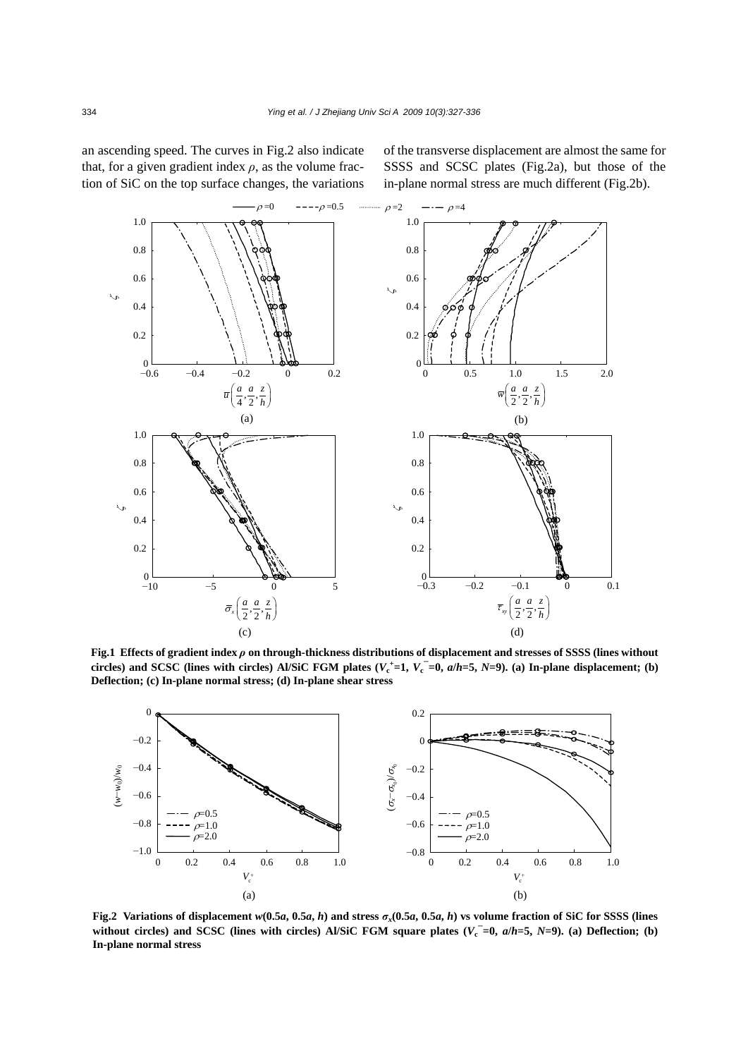an ascending speed. The curves in Fig.2 also indicate that, for a given gradient index $\rho$, as the volume fraction of SiC on the top surface changes, the variations of the transverse displacement are almost the same for SSSS and SCSC plates (Fig.2a), but those of the in-plane normal stress are much different (Fig.2b).

**Fig.1 Effects of gradient index $\rho$ on through-thickness distributions of displacement and stresses of SSSS (lines without circles) and SCSC (lines with circles) Al/SiC FGM plates ($V_c^+=1$, $V_c^-=0$, $a/h=5$, $N=9$). (a) In-plane displacement; (b) Deflection; (c) In-plane normal stress; (d) In-plane shear stress**

**Fig.2 Variations of displacement $w(0.5a, 0.5a, h)$ and stress $\sigma_x(0.5a, 0.5a, h)$ vs volume fraction of SiC for SSSS (lines without circles) and SCSC (lines with circles) Al/SiC FGM square plates ($V_c^-=0$, $a/h=5$, $N=9$). (a) Deflection; (b) In-plane normal stress**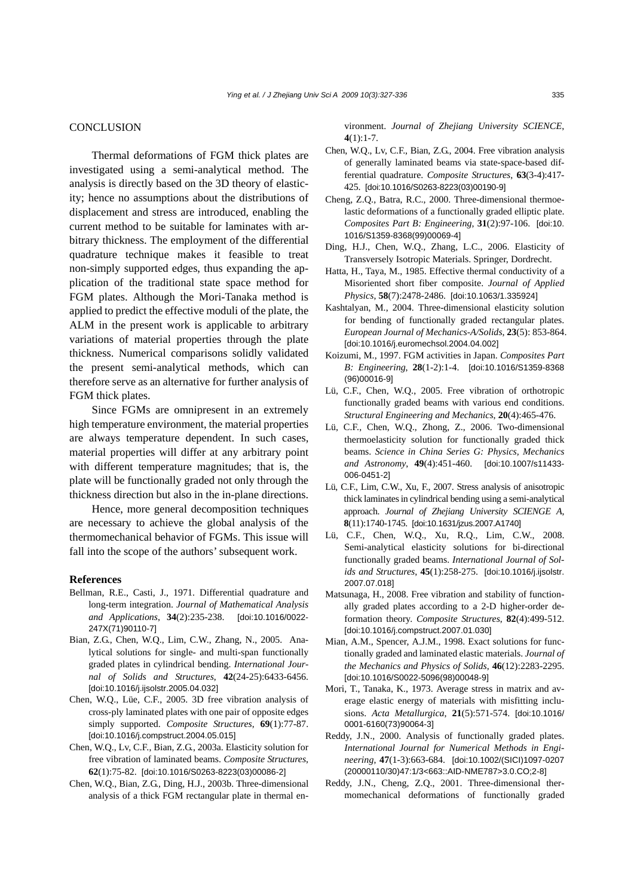## CONCLUSION

Thermal deformations of FGM thick plates are investigated using a semi-analytical method. The analysis is directly based on the 3D theory of elasticity; hence no assumptions about the distributions of displacement and stress are introduced, enabling the current method to be suitable for laminates with arbitrary thickness. The employment of the differential quadrature technique makes it feasible to treat non-simply supported edges, thus expanding the application of the traditional state space method for FGM plates. Although the Mori-Tanaka method is applied to predict the effective moduli of the plate, the ALM in the present work is applicable to arbitrary variations of material properties through the plate thickness. Numerical comparisons solidly validated the present semi-analytical methods, which can therefore serve as an alternative for further analysis of FGM thick plates.

Since FGMs are omnipresent in an extremely high temperature environment, the material properties are always temperature dependent. In such cases, material properties will differ at any arbitrary point with different temperature magnitudes; that is, the plate will be functionally graded not only through the thickness direction but also in the in-plane directions.

Hence, more general decomposition techniques are necessary to achieve the global analysis of the thermomechanical behavior of FGMs. This issue will fall into the scope of the authors' subsequent work.

## References

Bellman, R.E., Casti, J., 1971. Differential quadrature and long-term integration. *Journal of Mathematical Analysis and Applications*, **34**(2):235-238. [doi:10.1016/0022-247X(71)90110-7]

Bian, Z.G., Chen, W.Q., Lim, C.W., Zhang, N., 2005. Analytical solutions for single- and multi-span functionally graded plates in cylindrical bending. *International Journal of Solids and Structures*, **42**(24-25):6433-6456. [doi:10.1016/j.ijsolstr.2005.04.032]

Chen, W.Q., Lüe, C.F., 2005. 3D free vibration analysis of cross-ply laminated plates with one pair of opposite edges simply supported. *Composite Structures*, **69**(1):77-87. [doi:10.1016/j.compstruct.2004.05.015]

Chen, W.Q., Lv, C.F., Bian, Z.G., 2003a. Elasticity solution for free vibration of laminated beams. *Composite Structures*, **62**(1):75-82. [doi:10.1016/S0263-8223(03)00086-2]

Chen, W.Q., Bian, Z.G., Ding, H.J., 2003b. Three-dimensional analysis of a thick FGM rectangular plate in thermal environment. *Journal of Zhejiang University SCIENCE*, **4**(1):1-7.

Chen, W.Q., Lv, C.F., Bian, Z.G., 2004. Free vibration analysis of generally laminated beams via state-space-based differential quadrature. *Composite Structures*, **63**(3-4):417-425. [doi:10.1016/S0263-8223(03)00190-9]

Cheng, Z.Q., Batra, R.C., 2000. Three-dimensional thermoelastic deformations of a functionally graded elliptic plate. *Composites Part B: Engineering*, **31**(2):97-106. [doi:10.1016/S1359-8368(99)00069-4]

Ding, H.J., Chen, W.Q., Zhang, L.C., 2006. Elasticity of Transversely Isotropic Materials. Springer, Dordrecht.

Hatta, H., Taya, M., 1985. Effective thermal conductivity of a Misoriented short fiber composite. *Journal of Applied Physics*, **58**(7):2478-2486. [doi:10.1063/1.335924]

Kashtalyan, M., 2004. Three-dimensional elasticity solution for bending of functionally graded rectangular plates. *European Journal of Mechanics-A/Solids*, **23**(5): 853-864. [doi:10.1016/j.euromechsol.2004.04.002]

Koizumi, M., 1997. FGM activities in Japan. *Composites Part B: Engineering*, **28**(1-2):1-4. [doi:10.1016/S1359-8368(96)00016-9]

Lü, C.F., Chen, W.Q., 2005. Free vibration of orthotropic functionally graded beams with various end conditions. *Structural Engineering and Mechanics*, **20**(4):465-476.

Lü, C.F., Chen, W.Q., Zhong, Z., 2006. Two-dimensional thermoelasticity solution for functionally graded thick beams. *Science in China Series G: Physics, Mechanics and Astronomy*, **49**(4):451-460. [doi:10.1007/s11433-006-0451-2]

Lü, C.F., Lim, C.W., Xu, F., 2007. Stress analysis of anisotropic thick laminates in cylindrical bending using a semi-analytical approach. *Journal of Zhejiang University SCIENGE A*, **8**(11):1740-1745. [doi:10.1631/jzus.2007.A1740]

Lü, C.F., Chen, W.Q., Xu, R.Q., Lim, C.W., 2008. Semi-analytical elasticity solutions for bi-directional functionally graded beams. *International Journal of Solids and Structures*, **45**(1):258-275. [doi:10.1016/j.ijsolstr.2007.07.018]

Matsunaga, H., 2008. Free vibration and stability of functionally graded plates according to a 2-D higher-order deformation theory. *Composite Structures*, **82**(4):499-512. [doi:10.1016/j.compstruct.2007.01.030]

Mian, A.M., Spencer, A.J.M., 1998. Exact solutions for functionally graded and laminated elastic materials. *Journal of the Mechanics and Physics of Solids*, **46**(12):2283-2295. [doi:10.1016/S0022-5096(98)00048-9]

Mori, T., Tanaka, K., 1973. Average stress in matrix and average elastic energy of materials with misfitting inclusions. *Acta Metallurgica*, **21**(5):571-574. [doi:10.1016/0001-6160(73)90064-3]

Reddy, J.N., 2000. Analysis of functionally graded plates. *International Journal for Numerical Methods in Engineering*, **47**(1-3):663-684. [doi:10.1002/(SICI)1097-0207(20000110/30)47:1/3<663::AID-NME787>3.0.CO;2-8]

Reddy, J.N., Cheng, Z.Q., 2001. Three-dimensional thermomechanical deformations of functionally graded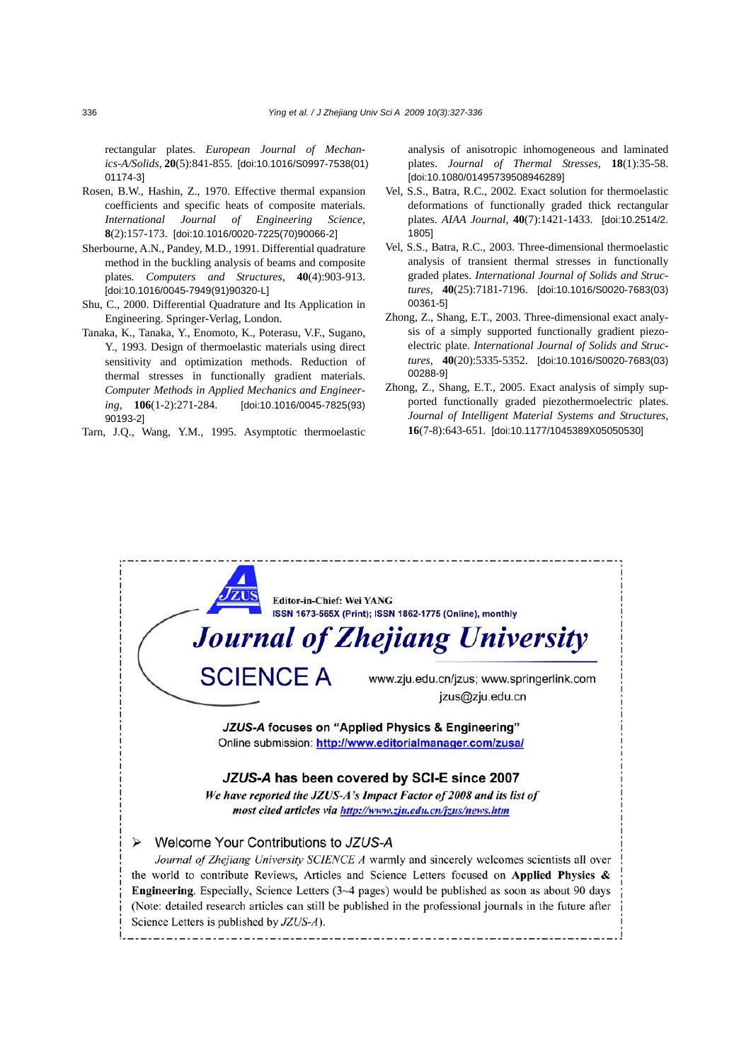rectangular plates. *European Journal of Mechanics-A/Solids*, **20**(5):841-855. [doi:10.1016/S0997-7538(01)01174-3]

Rosen, B.W., Hashin, Z., 1970. Effective thermal expansion coefficients and specific heats of composite materials. *International Journal of Engineering Science*, **8**(2):157-173. [doi:10.1016/0020-7225(70)90066-2]

Sherbourne, A.N., Pandey, M.D., 1991. Differential quadrature method in the buckling analysis of beams and composite plates. *Computers and Structures*, **40**(4):903-913. [doi:10.1016/0045-7949(91)90320-L]

Shu, C., 2000. Differential Quadrature and Its Application in Engineering. Springer-Verlag, London.

Tanaka, K., Tanaka, Y., Enomoto, K., Poterasu, V.F., Sugano, Y., 1993. Design of thermoelastic materials using direct sensitivity and optimization methods. Reduction of thermal stresses in functionally gradient materials. *Computer Methods in Applied Mechanics and Engineering*, **106**(1-2):271-284. [doi:10.1016/0045-7825(93)90193-2]

Tarn, J.Q., Wang, Y.M., 1995. Asymptotic thermoelastic analysis of anisotropic inhomogeneous and laminated plates. *Journal of Thermal Stresses*, **18**(1):35-58. [doi:10.1080/01495739508946289]

Vel, S.S., Batra, R.C., 2002. Exact solution for thermoelastic deformations of functionally graded thick rectangular plates. *AIAA Journal*, **40**(7):1421-1433. [doi:10.2514/2.1805]

Vel, S.S., Batra, R.C., 2003. Three-dimensional thermoelastic analysis of transient thermal stresses in functionally graded plates. *International Journal of Solids and Structures*, **40**(25):7181-7196. [doi:10.1016/S0020-7683(03)00361-5]

Zhong, Z., Shang, E.T., 2003. Three-dimensional exact analysis of a simply supported functionally gradient piezoelectric plate. *International Journal of Solids and Structures*, **40**(20):5335-5352. [doi:10.1016/S0020-7683(03)00288-9]

Zhong, Z., Shang, E.T., 2005. Exact analysis of simply supported functionally graded piezothermoelectric plates. *Journal of Intelligent Material Systems and Structures*, **16**(7-8):643-651. [doi:10.1177/1045389X05050530]

---

**Editor-in-Chief: Wei YANG**
**ISSN 1673-565X (Print); ISSN 1862-1775 (Online), monthly**

# *Journal of Zhejiang University* SCIENCE A

www.zju.edu.cn/jzus; www.springerlink.com
jzus@zju.edu.cn

***JZUS-A* focuses on "Applied Physics & Engineering"**
Online submission: **http://www.editorialmanager.com/zusa/**

## *JZUS-A* has been covered by SCI-E since 2007

***We have reported the JZUS-A's Impact Factor of 2008 and its list of most cited articles via http://www.zju.edu.cn/jzus/news.htm***

➢ Welcome Your Contributions to *JZUS-A*

*Journal of Zhejiang University SCIENCE A* warmly and sincerely welcomes scientists all over the world to contribute Reviews, Articles and Science Letters focused on **Applied Physics & Engineering**. Especially, Science Letters (3~4 pages) would be published as soon as about 90 days (Note: detailed research articles can still be published in the professional journals in the future after Science Letters is published by *JZUS-A*).